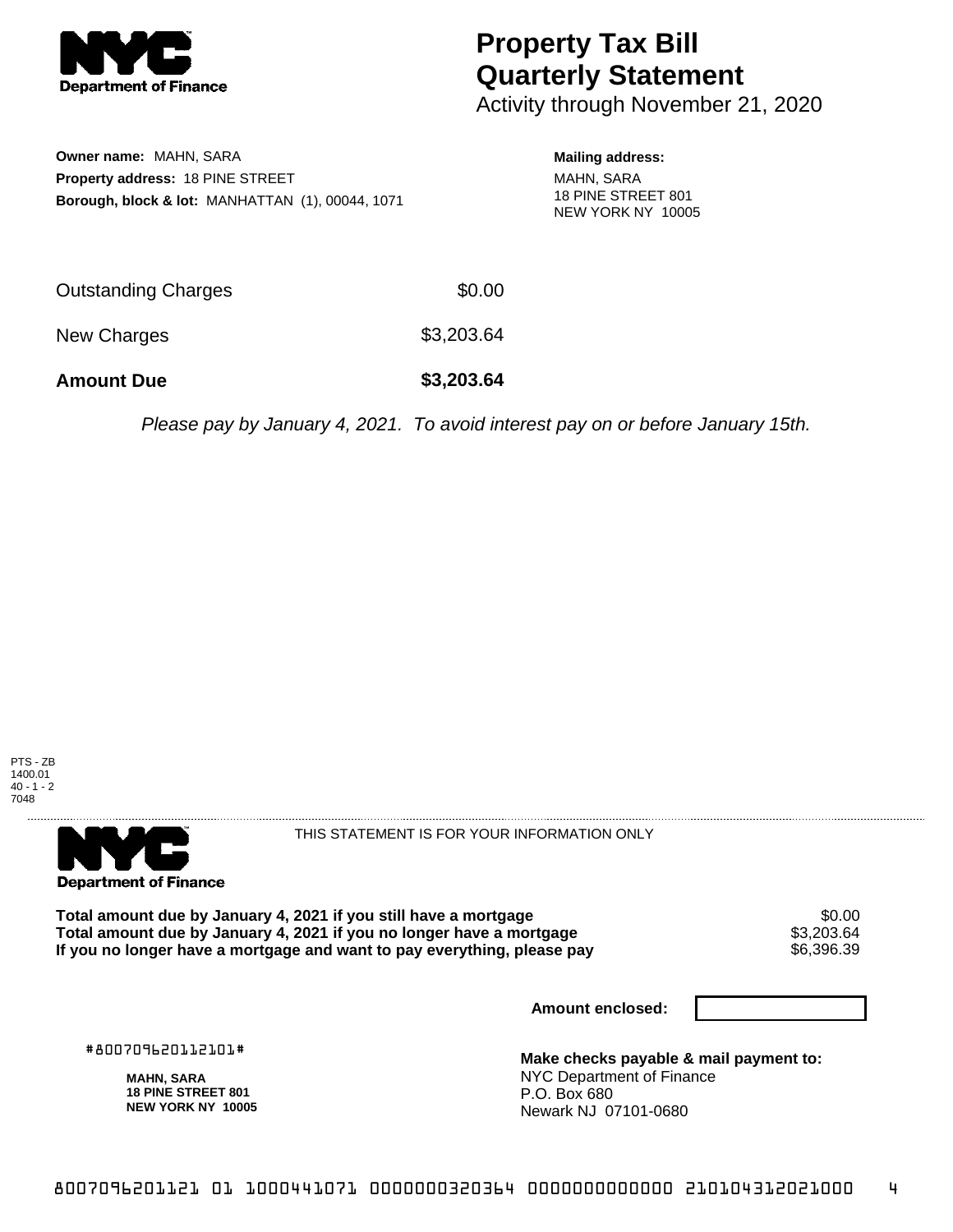**NYC Department of Finance**

# Property Tax Bill Quarterly Statement

Activity through November 21, 2020

**Owner name:** MAHN, SARA
**Property address:** 18 PINE STREET
**Borough, block & lot:** MANHATTAN (1), 00044, 1071

**Mailing address:**
MAHN, SARA
18 PINE STREET 801
NEW YORK NY 10005

| | |
|---|---|
| Outstanding Charges | $0.00 |
| New Charges | $3,203.64 |
| **Amount Due** | **$3,203.64** |

*Please pay by January 4, 2021. To avoid interest pay on or before January 15th.*

PTS - ZB
1400.01
40 - 1 - 2
7048

---

**NYC Department of Finance**

THIS STATEMENT IS FOR YOUR INFORMATION ONLY

| | |
|---|---|
| **Total amount due by January 4, 2021 if you still have a mortgage** | $0.00 |
| **Total amount due by January 4, 2021 if you no longer have a mortgage** | $3,203.64 |
| **If you no longer have a mortgage and want to pay everything, please pay** | $6,396.39 |

**Amount enclosed:**

#800709620112101#

**MAHN, SARA**
**18 PINE STREET 801**
**NEW YORK NY 10005**

**Make checks payable & mail payment to:**
NYC Department of Finance
P.O. Box 680
Newark NJ 07101-0680

8007096201121 01 1000441071 0000000320364 0000000000000 210104312021000 4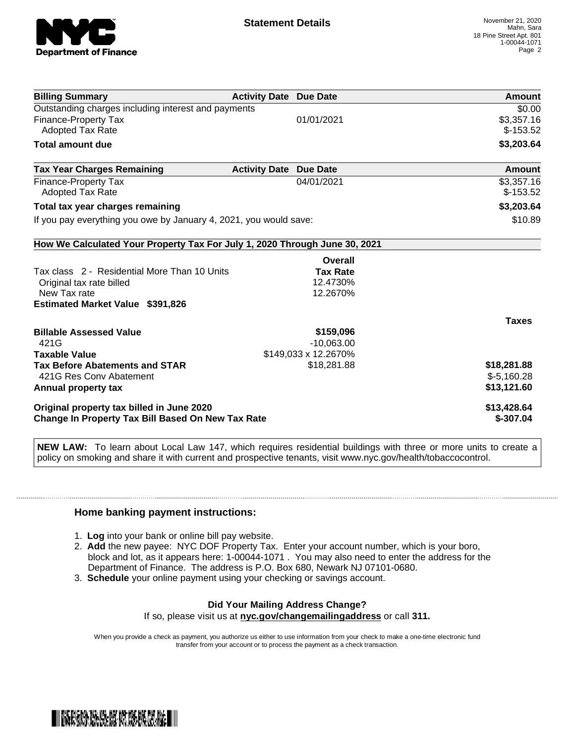# Statement Details

November 21, 2020
Mahn, Sara
18 Pine Street Apt. 801
1-00044-1071

| Billing Summary | Activity Date | Due Date | Amount |
|---|---|---|---|
| Outstanding charges including interest and payments | | | $0.00 |
| Finance-Property Tax | | 01/01/2021 | $3,357.16 |
| Adopted Tax Rate | | | $-153.52 |
| **Total amount due** | | | **$3,203.64** |

| Tax Year Charges Remaining | Activity Date | Due Date | Amount |
|---|---|---|---|
| Finance-Property Tax | | 04/01/2021 | $3,357.16 |
| Adopted Tax Rate | | | $-153.52 |
| **Total tax year charges remaining** | | | **$3,203.64** |
| If you pay everything you owe by January 4, 2021, you would save: | | | $10.89 |

## How We Calculated Your Property Tax For July 1, 2020 Through June 30, 2021

| | Overall Tax Rate | |
|---|---|---|
| Tax class 2 - Residential More Than 10 Units | | |
| Original tax rate billed | 12.4730% | |
| New Tax rate | 12.2670% | |
| **Estimated Market Value $391,826** | | |
| | | **Taxes** |
| **Billable Assessed Value** | **$159,096** | |
| 421G | -10,063.00 | |
| **Taxable Value** | $149,033 x 12.2670% | |
| **Tax Before Abatements and STAR** | $18,281.88 | **$18,281.88** |
| 421G Res Conv Abatement | | $-5,160.28 |
| **Annual property tax** | | **$13,121.60** |
| **Original property tax billed in June 2020** | | **$13,428.64** |
| **Change In Property Tax Bill Based On New Tax Rate** | | **$-307.04** |

**NEW LAW:** To learn about Local Law 147, which requires residential buildings with three or more units to create a policy on smoking and share it with current and prospective tenants, visit www.nyc.gov/health/tobaccocontrol.

### Home banking payment instructions:

1. **Log** into your bank or online bill pay website.
2. **Add** the new payee: NYC DOF Property Tax. Enter your account number, which is your boro, block and lot, as it appears here: 1-00044-1071 . You may also need to enter the address for the Department of Finance. The address is P.O. Box 680, Newark NJ 07101-0680.
3. **Schedule** your online payment using your checking or savings account.

**Did Your Mailing Address Change?**

If so, please visit us at **nyc.gov/changemailingaddress** or call **311.**

When you provide a check as payment, you authorize us either to use information from your check to make a one-time electronic fund transfer from your account or to process the payment as a check transaction.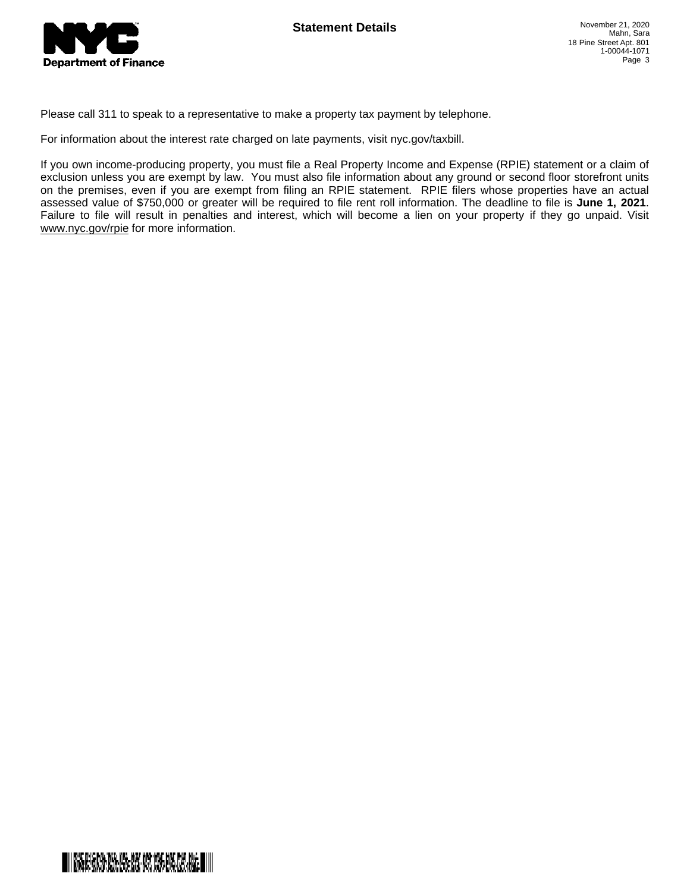Please call 311 to speak to a representative to make a property tax payment by telephone.

For information about the interest rate charged on late payments, visit nyc.gov/taxbill.

If you own income-producing property, you must file a Real Property Income and Expense (RPIE) statement or a claim of exclusion unless you are exempt by law. You must also file information about any ground or second floor storefront units on the premises, even if you are exempt from filing an RPIE statement. RPIE filers whose properties have an actual assessed value of $750,000 or greater will be required to file rent roll information. The deadline to file is **June 1, 2021**. Failure to file will result in penalties and interest, which will become a lien on your property if they go unpaid. Visit www.nyc.gov/rpie for more information.